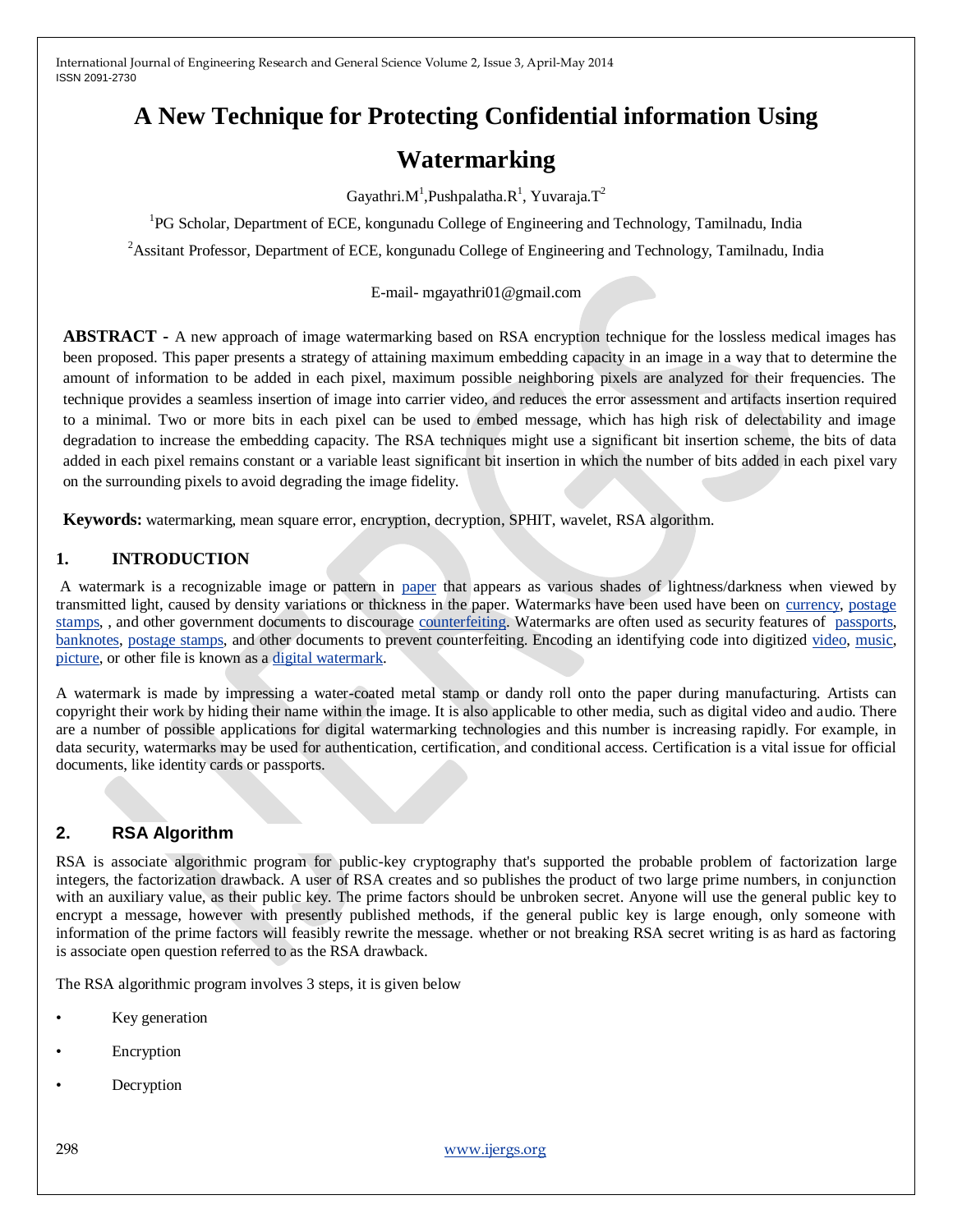# A New Technique for Protecting Confidential information Using Watermarking

Gayathri.M[1],Pushpalatha.R[1], Yuvaraja.T[2]

[1]PG Scholar, Department of ECE, kongunadu College of Engineering and Technology, Tamilnadu, India

[2]Assitant Professor, Department of ECE, kongunadu College of Engineering and Technology, Tamilnadu, India

E-mail- mgayathri01@gmail.com

**ABSTRACT -** A new approach of image watermarking based on RSA encryption technique for the lossless medical images has been proposed. This paper presents a strategy of attaining maximum embedding capacity in an image in a way that to determine the amount of information to be added in each pixel, maximum possible neighboring pixels are analyzed for their frequencies. The technique provides a seamless insertion of image into carrier video, and reduces the error assessment and artifacts insertion required to a minimal. Two or more bits in each pixel can be used to embed message, which has high risk of delectability and image degradation to increase the embedding capacity. The RSA techniques might use a significant bit insertion scheme, the bits of data added in each pixel remains constant or a variable least significant bit insertion in which the number of bits added in each pixel vary on the surrounding pixels to avoid degrading the image fidelity.

**Keywords:** watermarking, mean square error, encryption, decryption, SPHIT, wavelet, RSA algorithm.

## 1. INTRODUCTION

A watermark is a recognizable image or pattern in paper that appears as various shades of lightness/darkness when viewed by transmitted light, caused by density variations or thickness in the paper. Watermarks have been used have been on currency, postage stamps, , and other government documents to discourage counterfeiting. Watermarks are often used as security features of passports, banknotes, postage stamps, and other documents to prevent counterfeiting. Encoding an identifying code into digitized video, music, picture, or other file is known as a digital watermark.

A watermark is made by impressing a water-coated metal stamp or dandy roll onto the paper during manufacturing. Artists can copyright their work by hiding their name within the image. It is also applicable to other media, such as digital video and audio. There are a number of possible applications for digital watermarking technologies and this number is increasing rapidly. For example, in data security, watermarks may be used for authentication, certification, and conditional access. Certification is a vital issue for official documents, like identity cards or passports.

## 2. RSA Algorithm

RSA is associate algorithmic program for public-key cryptography that's supported the probable problem of factorization large integers, the factorization drawback. A user of RSA creates and so publishes the product of two large prime numbers, in conjunction with an auxiliary value, as their public key. The prime factors should be unbroken secret. Anyone will use the general public key to encrypt a message, however with presently published methods, if the general public key is large enough, only someone with information of the prime factors will feasibly rewrite the message. whether or not breaking RSA secret writing is as hard as factoring is associate open question referred to as the RSA drawback.

The RSA algorithmic program involves 3 steps, it is given below

- Key generation
- Encryption
- Decryption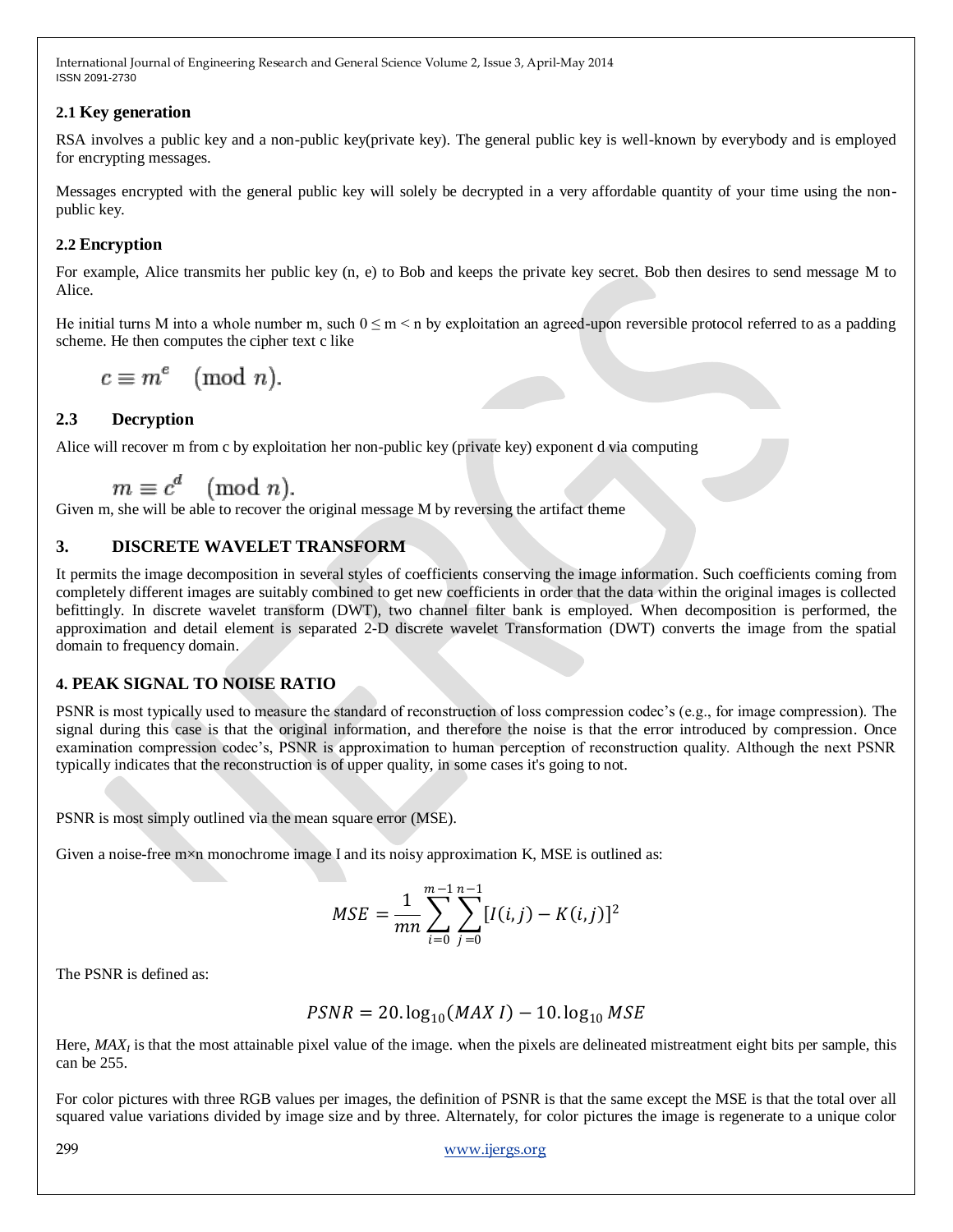### 2.1 Key generation

RSA involves a public key and a non-public key(private key). The general public key is well-known by everybody and is employed for encrypting messages.

Messages encrypted with the general public key will solely be decrypted in a very affordable quantity of your time using the non-public key.

### 2.2 Encryption

For example, Alice transmits her public key (n, e) to Bob and keeps the private key secret. Bob then desires to send message M to Alice.

He initial turns M into a whole number m, such $0 \leq m < n$ by exploitation an agreed-upon reversible protocol referred to as a padding scheme. He then computes the cipher text c like

$$c \equiv m^e \pmod{n}.$$

### 2.3 Decryption

Alice will recover m from c by exploitation her non-public key (private key) exponent d via computing

$$m \equiv c^d \pmod{n}.$$

Given m, she will be able to recover the original message M by reversing the artifact theme

## 3. DISCRETE WAVELET TRANSFORM

It permits the image decomposition in several styles of coefficients conserving the image information. Such coefficients coming from completely different images are suitably combined to get new coefficients in order that the data within the original images is collected befittingly. In discrete wavelet transform (DWT), two channel filter bank is employed. When decomposition is performed, the approximation and detail element is separated 2-D discrete wavelet Transformation (DWT) converts the image from the spatial domain to frequency domain.

## 4. PEAK SIGNAL TO NOISE RATIO

PSNR is most typically used to measure the standard of reconstruction of loss compression codec's (e.g., for image compression). The signal during this case is that the original information, and therefore the noise is that the error introduced by compression. Once examination compression codec's, PSNR is approximation to human perception of reconstruction quality. Although the next PSNR typically indicates that the reconstruction is of upper quality, in some cases it's going to not.

PSNR is most simply outlined via the mean square error (MSE).

Given a noise-free m×n monochrome image I and its noisy approximation K, MSE is outlined as:

$$MSE = \frac{1}{mn}\sum_{i=0}^{m-1}\sum_{j=0}^{n-1}[I(i,j) - K(i,j)]^2$$

The PSNR is defined as:

$$PSNR = 20.\log_{10}(MAX\ I) - 10.\log_{10} MSE$$

Here, $MAX_I$ is that the most attainable pixel value of the image. when the pixels are delineated mistreatment eight bits per sample, this can be 255.

For color pictures with three RGB values per images, the definition of PSNR is that the same except the MSE is that the total over all squared value variations divided by image size and by three. Alternately, for color pictures the image is regenerate to a unique color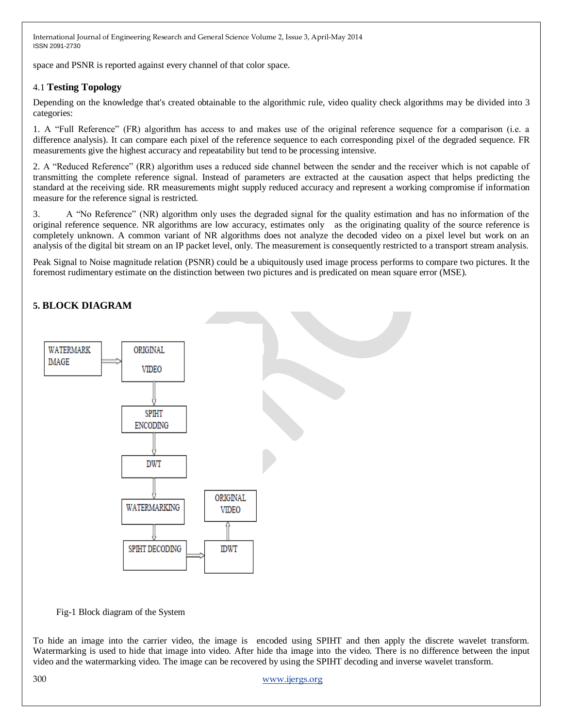space and PSNR is reported against every channel of that color space.

### 4.1 **Testing Topology**

Depending on the knowledge that's created obtainable to the algorithmic rule, video quality check algorithms may be divided into 3 categories:

1. A "Full Reference" (FR) algorithm has access to and makes use of the original reference sequence for a comparison (i.e. a difference analysis). It can compare each pixel of the reference sequence to each corresponding pixel of the degraded sequence. FR measurements give the highest accuracy and repeatability but tend to be processing intensive.

2. A "Reduced Reference" (RR) algorithm uses a reduced side channel between the sender and the receiver which is not capable of transmitting the complete reference signal. Instead of parameters are extracted at the causation aspect that helps predicting the standard at the receiving side. RR measurements might supply reduced accuracy and represent a working compromise if information measure for the reference signal is restricted.

3. A "No Reference" (NR) algorithm only uses the degraded signal for the quality estimation and has no information of the original reference sequence. NR algorithms are low accuracy, estimates only as the originating quality of the source reference is completely unknown. A common variant of NR algorithms does not analyze the decoded video on a pixel level but work on an analysis of the digital bit stream on an IP packet level, only. The measurement is consequently restricted to a transport stream analysis.

Peak Signal to Noise magnitude relation (PSNR) could be a ubiquitously used image process performs to compare two pictures. It the foremost rudimentary estimate on the distinction between two pictures and is predicated on mean square error (MSE).

## 5. BLOCK DIAGRAM

WATERMARK IMAGE → ORIGINAL VIDEO → SPIHT ENCODING → DWT → WATERMARKING → SPIHT DECODING → IDWT → ORIGINAL VIDEO

Fig-1 Block diagram of the System

To hide an image into the carrier video, the image is encoded using SPIHT and then apply the discrete wavelet transform. Watermarking is used to hide that image into video. After hide tha image into the video. There is no difference between the input video and the watermarking video. The image can be recovered by using the SPIHT decoding and inverse wavelet transform.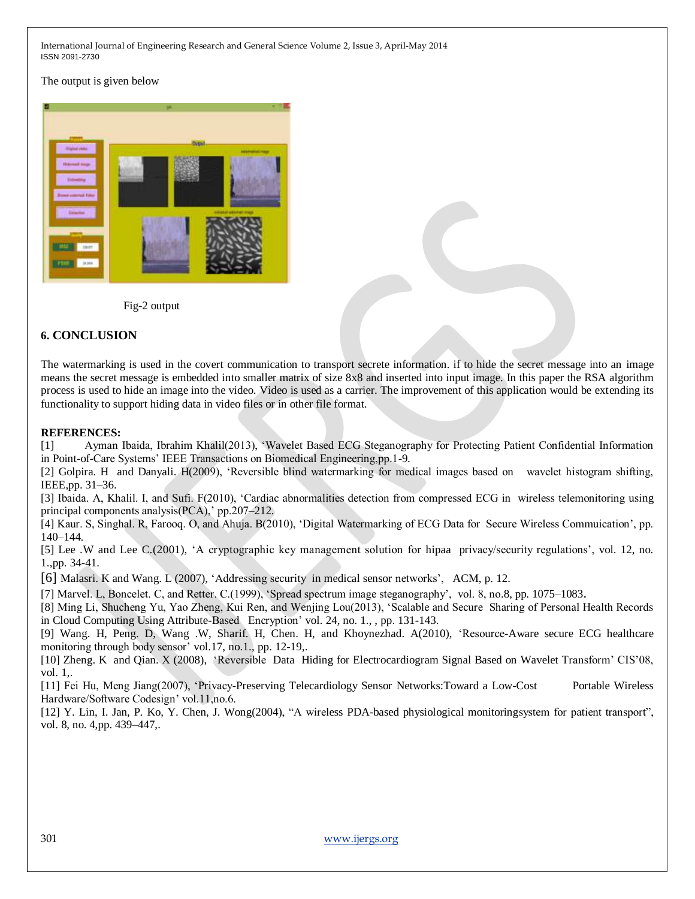The output is given below

Fig-2 output

## 6. CONCLUSION

The watermarking is used in the covert communication to transport secrete information. if to hide the secret message into an image means the secret message is embedded into smaller matrix of size 8x8 and inserted into input image. In this paper the RSA algorithm process is used to hide an image into the video. Video is used as a carrier. The improvement of this application would be extending its functionality to support hiding data in video files or in other file format.

**REFERENCES:**

[1] Ayman Ibaida, Ibrahim Khalil(2013), 'Wavelet Based ECG Steganography for Protecting Patient Confidential Information in Point-of-Care Systems' IEEE Transactions on Biomedical Engineering,pp.1-9.

[2] Golpira. H and Danyali. H(2009), 'Reversible blind watermarking for medical images based on wavelet histogram shifting, IEEE,pp. 31–36.

[3] Ibaida. A, Khalil. I, and Sufi. F(2010), 'Cardiac abnormalities detection from compressed ECG in wireless telemonitoring using principal components analysis(PCA),' pp.207–212.

[4] Kaur. S, Singhal. R, Farooq. O, and Ahuja. B(2010), 'Digital Watermarking of ECG Data for Secure Wireless Commuication', pp. 140–144.

[5] Lee .W and Lee C.(2001), 'A cryptographic key management solution for hipaa privacy/security regulations', vol. 12, no. 1.,pp. 34-41.

[6] Malasri. K and Wang. L (2007), 'Addressing security in medical sensor networks', ACM, p. 12.

[7] Marvel. L, Boncelet. C, and Retter. C.(1999), 'Spread spectrum image steganography', vol. 8, no.8, pp. 1075–1083.

[8] Ming Li, Shucheng Yu, Yao Zheng, Kui Ren, and Wenjing Lou(2013), 'Scalable and Secure Sharing of Personal Health Records in Cloud Computing Using Attribute-Based Encryption' vol. 24, no. 1., , pp. 131-143.

[9] Wang. H, Peng. D, Wang .W, Sharif. H, Chen. H, and Khoynezhad. A(2010), 'Resource-Aware secure ECG healthcare monitoring through body sensor' vol.17, no.1., pp. 12-19,.

[10] Zheng. K and Qian. X (2008), 'Reversible Data Hiding for Electrocardiogram Signal Based on Wavelet Transform' CIS'08, vol. 1,.

[11] Fei Hu, Meng Jiang(2007), 'Privacy-Preserving Telecardiology Sensor Networks:Toward a Low-Cost Portable Wireless Hardware/Software Codesign' vol.11,no.6.

[12] Y. Lin, I. Jan, P. Ko, Y. Chen, J. Wong(2004), "A wireless PDA-based physiological monitoringsystem for patient transport", vol. 8, no. 4,pp. 439–447,.